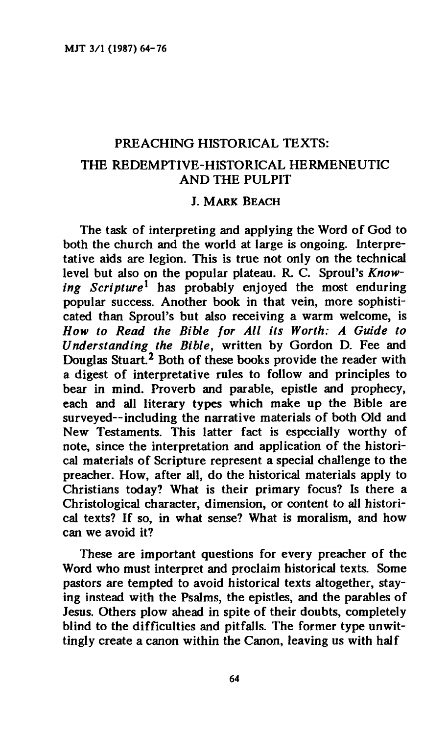# PREACHING HISTORICAL TEXTS: THE REDEMPTIVE-HISTORICAL HERMENEUTIC AND THE PULPIT

## J. Mark Beach

The task of interpreting and applying the Word of God to both the church and the world at large is ongoing. Interpretative aids are legion. This is true not only on the technical level but also on the popular plateau. R. C. Sproul's *Knowing Scripture*[1] has probably enjoyed the most enduring popular success. Another book in that vein, more sophisticated than Sproul's but also receiving a warm welcome, is *How to Read the Bible for All its Worth: A Guide to Understanding the Bible*, written by Gordon D. Fee and Douglas Stuart.[2] Both of these books provide the reader with a digest of interpretative rules to follow and principles to bear in mind. Proverb and parable, epistle and prophecy, each and all literary types which make up the Bible are surveyed--including the narrative materials of both Old and New Testaments. This latter fact is especially worthy of note, since the interpretation and application of the historical materials of Scripture represent a special challenge to the preacher. How, after all, do the historical materials apply to Christians today? What is their primary focus? Is there a Christological character, dimension, or content to all historical texts? If so, in what sense? What is moralism, and how can we avoid it?

These are important questions for every preacher of the Word who must interpret and proclaim historical texts. Some pastors are tempted to avoid historical texts altogether, staying instead with the Psalms, the epistles, and the parables of Jesus. Others plow ahead in spite of their doubts, completely blind to the difficulties and pitfalls. The former type unwittingly create a canon within the Canon, leaving us with half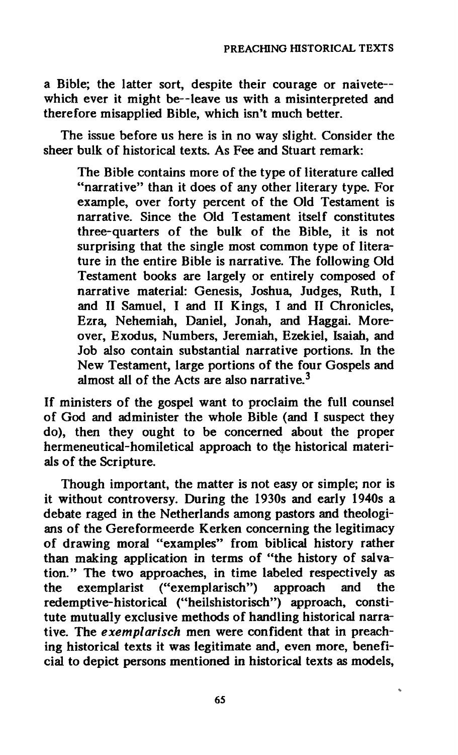a Bible; the latter sort, despite their courage or naivete--which ever it might be--leave us with a misinterpreted and therefore misapplied Bible, which isn't much better.

The issue before us here is in no way slight. Consider the sheer bulk of historical texts. As Fee and Stuart remark:

> The Bible contains more of the type of literature called "narrative" than it does of any other literary type. For example, over forty percent of the Old Testament is narrative. Since the Old Testament itself constitutes three-quarters of the bulk of the Bible, it is not surprising that the single most common type of literature in the entire Bible is narrative. The following Old Testament books are largely or entirely composed of narrative material: Genesis, Joshua, Judges, Ruth, I and II Samuel, I and II Kings, I and II Chronicles, Ezra, Nehemiah, Daniel, Jonah, and Haggai. Moreover, Exodus, Numbers, Jeremiah, Ezekiel, Isaiah, and Job also contain substantial narrative portions. In the New Testament, large portions of the four Gospels and almost all of the Acts are also narrative.[3]

If ministers of the gospel want to proclaim the full counsel of God and administer the whole Bible (and I suspect they do), then they ought to be concerned about the proper hermeneutical-homiletical approach to the historical materials of the Scripture.

Though important, the matter is not easy or simple; nor is it without controversy. During the 1930s and early 1940s a debate raged in the Netherlands among pastors and theologians of the Gereformeerde Kerken concerning the legitimacy of drawing moral "examples" from biblical history rather than making application in terms of "the history of salvation." The two approaches, in time labeled respectively as the exemplarist ("exemplarisch") approach and the redemptive-historical ("heilshistorisch") approach, constitute mutually exclusive methods of handling historical narrative. The *exemplarisch* men were confident that in preaching historical texts it was legitimate and, even more, beneficial to depict persons mentioned in historical texts as models,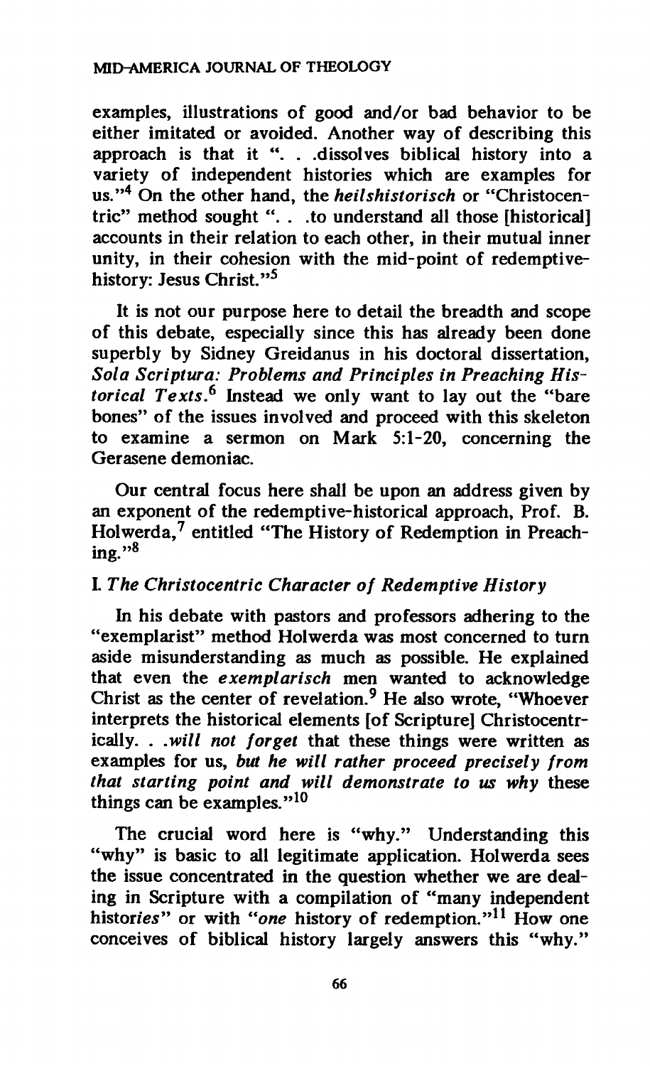examples, illustrations of good and/or bad behavior to be either imitated or avoided. Another way of describing this approach is that it ". . .dissolves biblical history into a variety of independent histories which are examples for us."[4] On the other hand, the *heilshistorisch* or "Christocentric" method sought ". . .to understand all those [historical] accounts in their relation to each other, in their mutual inner unity, in their cohesion with the mid-point of redemptive-history: Jesus Christ."[5]

It is not our purpose here to detail the breadth and scope of this debate, especially since this has already been done superbly by Sidney Greidanus in his doctoral dissertation, *Sola Scriptura: Problems and Principles in Preaching Historical Texts*.[6] Instead we only want to lay out the "bare bones" of the issues involved and proceed with this skeleton to examine a sermon on Mark 5:1-20, concerning the Gerasene demoniac.

Our central focus here shall be upon an address given by an exponent of the redemptive-historical approach, Prof. B. Holwerda,[7] entitled "The History of Redemption in Preaching."[8]

## I. *The Christocentric Character of Redemptive History*

In his debate with pastors and professors adhering to the "exemplarist" method Holwerda was most concerned to turn aside misunderstanding as much as possible. He explained that even the *exemplarisch* men wanted to acknowledge Christ as the center of revelation.[9] He also wrote, "Whoever interprets the historical elements [of Scripture] Christocentrically. . .*will not forget* that these things were written as examples for us, *but he will rather proceed precisely from that starting point and will demonstrate to us why* these things can be examples."[10]

The crucial word here is "why." Understanding this "why" is basic to all legitimate application. Holwerda sees the issue concentrated in the question whether we are dealing in Scripture with a compilation of "many independent histor*ies*" or with "*one* history of redemption."[11] How one conceives of biblical history largely answers this "why."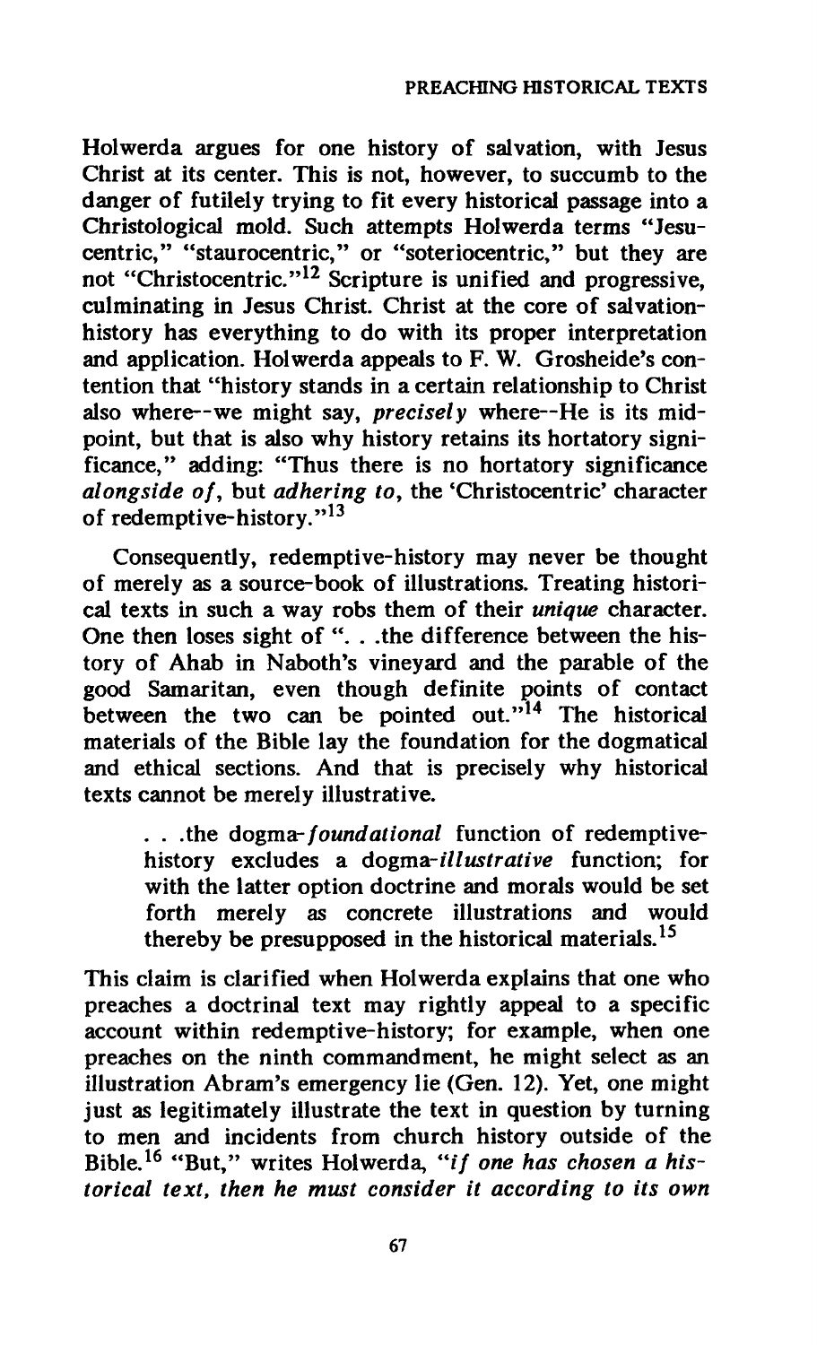Holwerda argues for one history of salvation, with Jesus Christ at its center. This is not, however, to succumb to the danger of futilely trying to fit every historical passage into a Christological mold. Such attempts Holwerda terms "Jesucentric," "staurocentric," or "soteriocentric," but they are not "Christocentric."[12] Scripture is unified and progressive, culminating in Jesus Christ. Christ at the core of salvation-history has everything to do with its proper interpretation and application. Holwerda appeals to F. W. Grosheide's contention that "history stands in a certain relationship to Christ also where--we might say, *precisely* where--He is its midpoint, but that is also why history retains its hortatory significance," adding: "Thus there is no hortatory significance *alongside of*, but *adhering to*, the 'Christocentric' character of redemptive-history."[13]

Consequently, redemptive-history may never be thought of merely as a source-book of illustrations. Treating historical texts in such a way robs them of their *unique* character. One then loses sight of ". . .the difference between the history of Ahab in Naboth's vineyard and the parable of the good Samaritan, even though definite points of contact between the two can be pointed out."[14] The historical materials of the Bible lay the foundation for the dogmatical and ethical sections. And that is precisely why historical texts cannot be merely illustrative.

> . . .the dogma-*foundational* function of redemptive-history excludes a dogma-*illustrative* function; for with the latter option doctrine and morals would be set forth merely as concrete illustrations and would thereby be presupposed in the historical materials.[15]

This claim is clarified when Holwerda explains that one who preaches a doctrinal text may rightly appeal to a specific account within redemptive-history; for example, when one preaches on the ninth commandment, he might select as an illustration Abram's emergency lie (Gen. 12). Yet, one might just as legitimately illustrate the text in question by turning to men and incidents from church history outside of the Bible.[16] "But," writes Holwerda, "*if one has chosen a historical text, then he must consider it according to its own*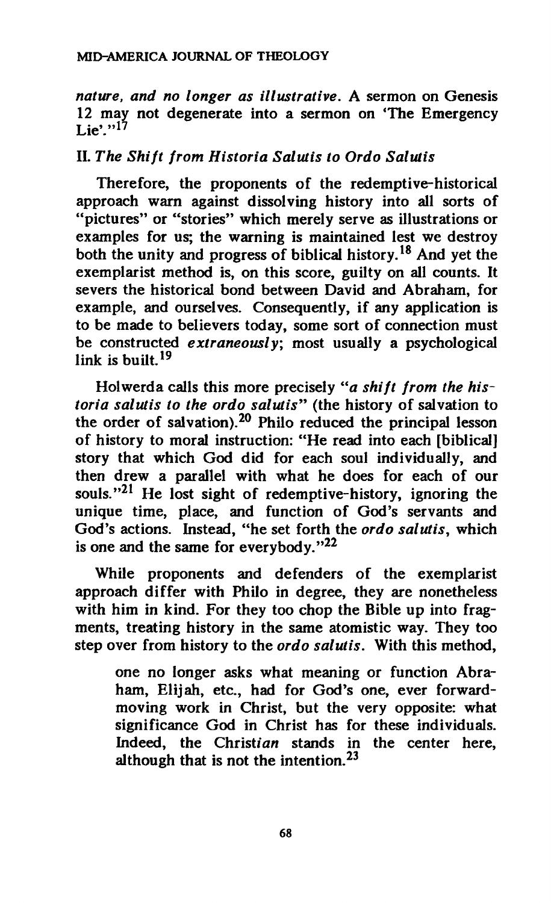*nature, and no longer as illustrative.* A sermon on Genesis 12 may not degenerate into a sermon on 'The Emergency Lie'."[17]

## II. *The Shift from Historia Salutis to Ordo Salutis*

Therefore, the proponents of the redemptive-historical approach warn against dissolving history into all sorts of "pictures" or "stories" which merely serve as illustrations or examples for us; the warning is maintained lest we destroy both the unity and progress of biblical history.[18] And yet the exemplarist method is, on this score, guilty on all counts. It severs the historical bond between David and Abraham, for example, and ourselves. Consequently, if any application is to be made to believers today, some sort of connection must be constructed *extraneously*; most usually a psychological link is built.[19]

Holwerda calls this more precisely "*a shift from the historia salutis to the ordo salutis*" (the history of salvation to the order of salvation).[20] Philo reduced the principal lesson of history to moral instruction: "He read into each [biblical] story that which God did for each soul individually, and then drew a parallel with what he does for each of our souls."[21] He lost sight of redemptive-history, ignoring the unique time, place, and function of God's servants and God's actions. Instead, "he set forth the *ordo salutis*, which is one and the same for everybody."[22]

While proponents and defenders of the exemplarist approach differ with Philo in degree, they are nonetheless with him in kind. For they too chop the Bible up into fragments, treating history in the same atomistic way. They too step over from history to the *ordo salutis*. With this method,

> one no longer asks what meaning or function Abraham, Elijah, etc., had for God's one, ever forward-moving work in Christ, but the very opposite: what significance God in Christ has for these individuals. Indeed, the Christ*ian* stands in the center here, although that is not the intention.[23]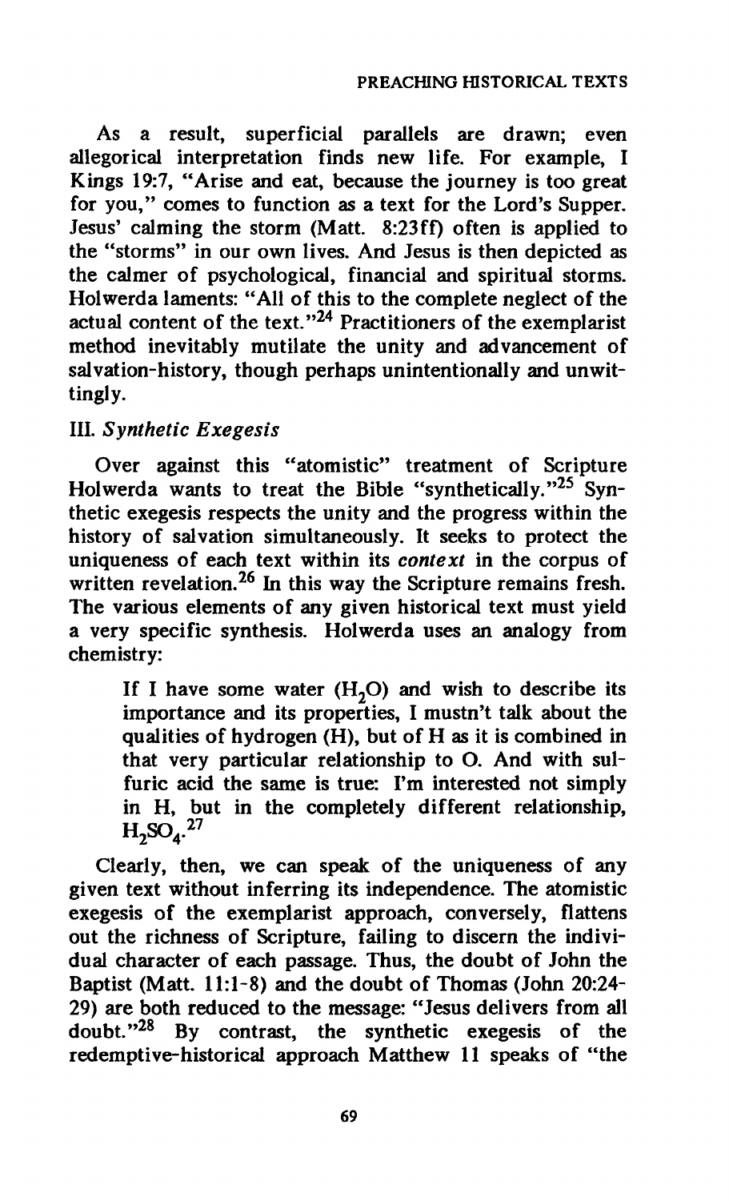As a result, superficial parallels are drawn; even allegorical interpretation finds new life. For example, I Kings 19:7, "Arise and eat, because the journey is too great for you," comes to function as a text for the Lord's Supper. Jesus' calming the storm (Matt. 8:23ff) often is applied to the "storms" in our own lives. And Jesus is then depicted as the calmer of psychological, financial and spiritual storms. Holwerda laments: "All of this to the complete neglect of the actual content of the text."[24] Practitioners of the exemplarist method inevitably mutilate the unity and advancement of salvation-history, though perhaps unintentionally and unwittingly.

## III. *Synthetic Exegesis*

Over against this "atomistic" treatment of Scripture Holwerda wants to treat the Bible "synthetically."[25] Synthetic exegesis respects the unity and the progress within the history of salvation simultaneously. It seeks to protect the uniqueness of each text within its *context* in the corpus of written revelation.[26] In this way the Scripture remains fresh. The various elements of any given historical text must yield a very specific synthesis. Holwerda uses an analogy from chemistry:

> If I have some water ($H_2O$) and wish to describe its importance and its properties, I mustn't talk about the qualities of hydrogen (H), but of H as it is combined in that very particular relationship to O. And with sulfuric acid the same is true: I'm interested not simply in H, but in the completely different relationship, $H_2SO_4$.[27]

Clearly, then, we can speak of the uniqueness of any given text without inferring its independence. The atomistic exegesis of the exemplarist approach, conversely, flattens out the richness of Scripture, failing to discern the individual character of each passage. Thus, the doubt of John the Baptist (Matt. 11:1-8) and the doubt of Thomas (John 20:24-29) are both reduced to the message: "Jesus delivers from all doubt."[28] By contrast, the synthetic exegesis of the redemptive-historical approach Matthew 11 speaks of "the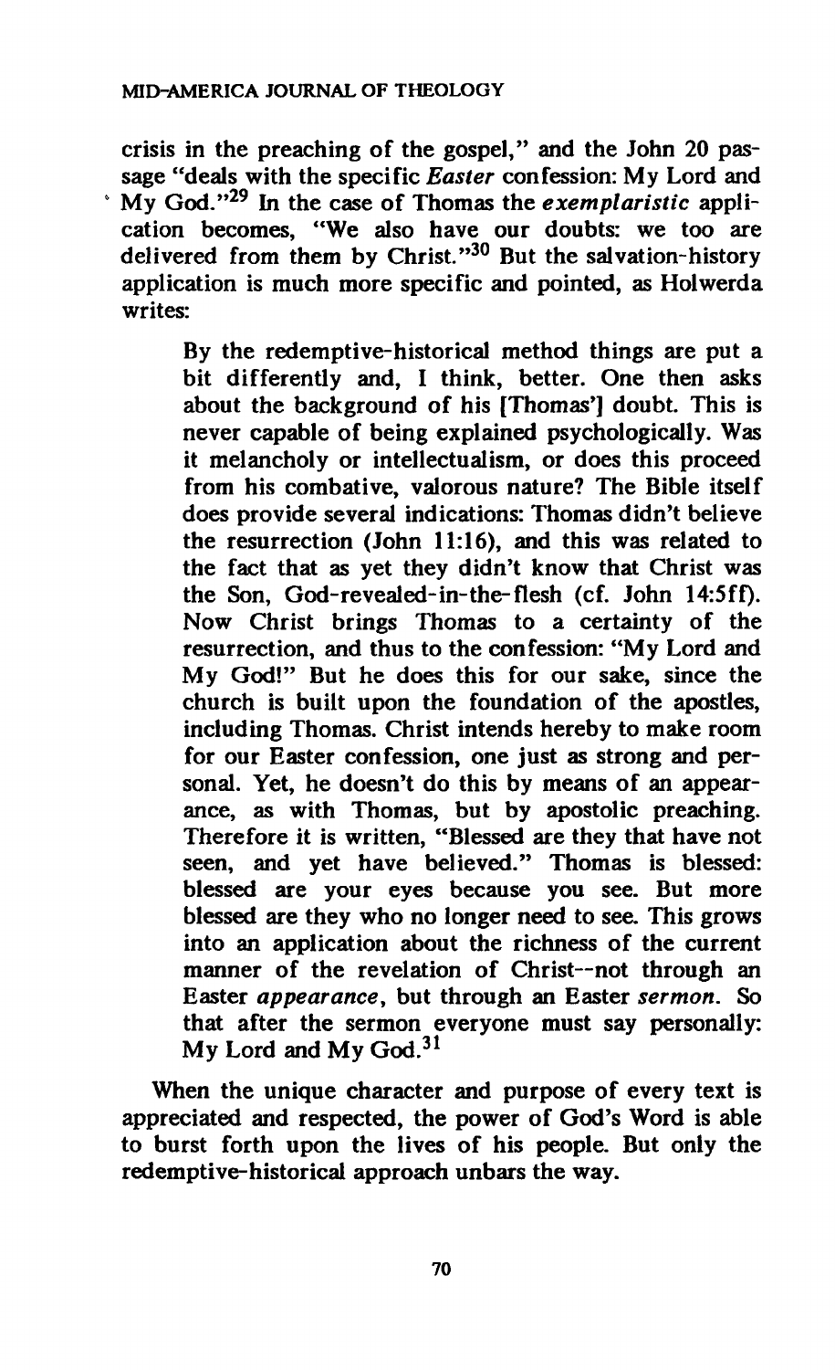crisis in the preaching of the gospel," and the John 20 passage "deals with the specific *Easter* confession: My Lord and My God."[29] In the case of Thomas the *exemplaristic* application becomes, "We also have our doubts: we too are delivered from them by Christ."[30] But the salvation-history application is much more specific and pointed, as Holwerda writes:

> By the redemptive-historical method things are put a bit differently and, I think, better. One then asks about the background of his [Thomas'] doubt. This is never capable of being explained psychologically. Was it melancholy or intellectualism, or does this proceed from his combative, valorous nature? The Bible itself does provide several indications: Thomas didn't believe the resurrection (John 11:16), and this was related to the fact that as yet they didn't know that Christ was the Son, God-revealed-in-the-flesh (cf. John 14:5ff). Now Christ brings Thomas to a certainty of the resurrection, and thus to the confession: "My Lord and My God!" But he does this for our sake, since the church is built upon the foundation of the apostles, including Thomas. Christ intends hereby to make room for our Easter confession, one just as strong and personal. Yet, he doesn't do this by means of an appearance, as with Thomas, but by apostolic preaching. Therefore it is written, "Blessed are they that have not seen, and yet have believed." Thomas is blessed: blessed are your eyes because you see. But more blessed are they who no longer need to see. This grows into an application about the richness of the current manner of the revelation of Christ--not through an Easter *appearance*, but through an Easter *sermon*. So that after the sermon everyone must say personally: My Lord and My God.[31]

When the unique character and purpose of every text is appreciated and respected, the power of God's Word is able to burst forth upon the lives of his people. But only the redemptive-historical approach unbars the way.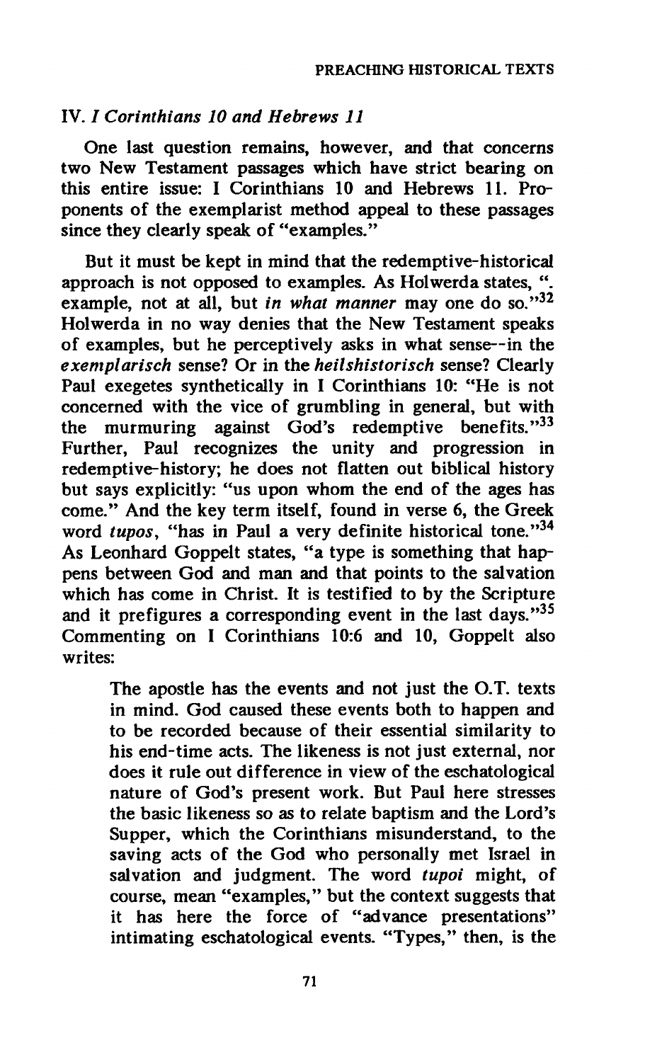## IV. *I Corinthians 10 and Hebrews 11*

One last question remains, however, and that concerns two New Testament passages which have strict bearing on this entire issue: I Corinthians 10 and Hebrews 11. Proponents of the exemplarist method appeal to these passages since they clearly speak of "examples."

But it must be kept in mind that the redemptive-historical approach is not opposed to examples. As Holwerda states, ". example, not at all, but *in what manner* may one do so."[32] Holwerda in no way denies that the New Testament speaks of examples, but he perceptively asks in what sense--in the *exemplarisch* sense? Or in the *heilshistorisch* sense? Clearly Paul exegetes synthetically in I Corinthians 10: "He is not concerned with the vice of grumbling in general, but with the murmuring against God's redemptive benefits."[33] Further, Paul recognizes the unity and progression in redemptive-history; he does not flatten out biblical history but says explicitly: "us upon whom the end of the ages has come." And the key term itself, found in verse 6, the Greek word *tupos*, "has in Paul a very definite historical tone."[34] As Leonhard Goppelt states, "a type is something that happens between God and man and that points to the salvation which has come in Christ. It is testified to by the Scripture and it prefigures a corresponding event in the last days."[35] Commenting on I Corinthians 10:6 and 10, Goppelt also writes:

> The apostle has the events and not just the O.T. texts in mind. God caused these events both to happen and to be recorded because of their essential similarity to his end-time acts. The likeness is not just external, nor does it rule out difference in view of the eschatological nature of God's present work. But Paul here stresses the basic likeness so as to relate baptism and the Lord's Supper, which the Corinthians misunderstand, to the saving acts of the God who personally met Israel in salvation and judgment. The word *tupoi* might, of course, mean "examples," but the context suggests that it has here the force of "advance presentations" intimating eschatological events. "Types," then, is the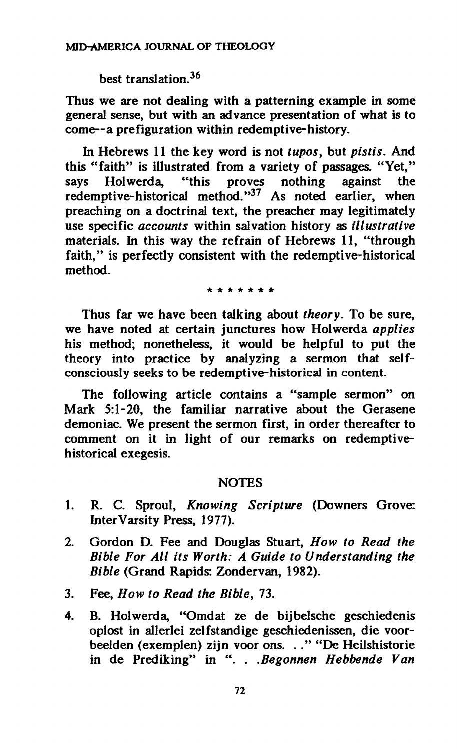best translation.[36]

Thus we are not dealing with a patterning example in some general sense, but with an advance presentation of what is to come--a prefiguration within redemptive-history.

In Hebrews 11 the key word is not *tupos*, but *pistis*. And this "faith" is illustrated from a variety of passages. "Yet," says Holwerda, "this proves nothing against the redemptive-historical method."[37] As noted earlier, when preaching on a doctrinal text, the preacher may legitimately use specific *accounts* within salvation history as *illustrative* materials. In this way the refrain of Hebrews 11, "through faith," is perfectly consistent with the redemptive-historical method.

\* \* \* \* \* \* \*

Thus far we have been talking about *theory*. To be sure, we have noted at certain junctures how Holwerda *applies* his method; nonetheless, it would be helpful to put the theory into practice by analyzing a sermon that self-consciously seeks to be redemptive-historical in content.

The following article contains a "sample sermon" on Mark 5:1-20, the familiar narrative about the Gerasene demoniac. We present the sermon first, in order thereafter to comment on it in light of our remarks on redemptive-historical exegesis.

## NOTES

1. R. C. Sproul, *Knowing Scripture* (Downers Grove: InterVarsity Press, 1977).
2. Gordon D. Fee and Douglas Stuart, *How to Read the Bible For All its Worth: A Guide to Understanding the Bible* (Grand Rapids: Zondervan, 1982).
3. Fee, *How to Read the Bible*, 73.
4. B. Holwerda, "Omdat ze de bijbelsche geschiedenis oplost in allerlei zelfstandige geschiedenissen, die voorbeelden (exemplen) zijn voor ons. . ." "De Heilshistorie in de Prediking" in ". . .*Begonnen Hebbende Van*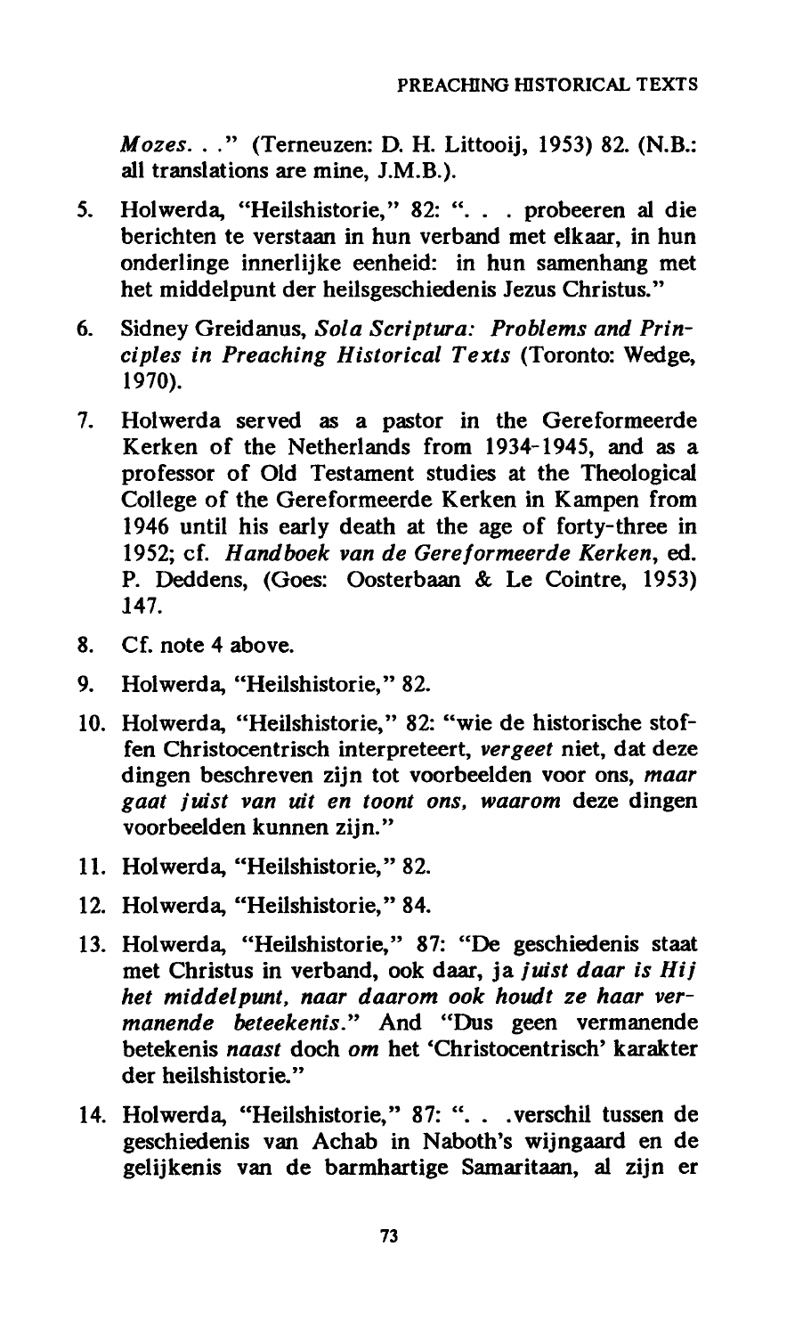*Mozes. . .*" (Terneuzen: D. H. Littooij, 1953) 82. (N.B.: all translations are mine, J.M.B.).

5. Holwerda, "Heilshistorie," 82: ". . . probeeren al die berichten te verstaan in hun verband met elkaar, in hun onderlinge innerlijke eenheid: in hun samenhang met het middelpunt der heilsgeschiedenis Jezus Christus."

6. Sidney Greidanus, *Sola Scriptura: Problems and Principles in Preaching Historical Texts* (Toronto: Wedge, 1970).

7. Holwerda served as a pastor in the Gereformeerde Kerken of the Netherlands from 1934-1945, and as a professor of Old Testament studies at the Theological College of the Gereformeerde Kerken in Kampen from 1946 until his early death at the age of forty-three in 1952; cf. *Handboek van de Gereformeerde Kerken*, ed. P. Deddens, (Goes: Oosterbaan & Le Cointre, 1953) 147.

8. Cf. note 4 above.

9. Holwerda, "Heilshistorie," 82.

10. Holwerda, "Heilshistorie," 82: "wie de historische stoffen Christocentrisch interpreteert, *vergeet* niet, dat deze dingen beschreven zijn tot voorbeelden voor ons, *maar gaat juist van uit en toont ons, waarom* deze dingen voorbeelden kunnen zijn."

11. Holwerda, "Heilshistorie," 82.

12. Holwerda, "Heilshistorie," 84.

13. Holwerda, "Heilshistorie," 87: "De geschiedenis staat met Christus in verband, ook daar, ja *juist daar is Hij het middelpunt, naar daarom ook houdt ze haar vermanende beteekenis*." And "Dus geen vermanende betekenis *naast* doch *om* het 'Christocentrisch' karakter der heilshistorie."

14. Holwerda, "Heilshistorie," 87: ". . .verschil tussen de geschiedenis van Achab in Naboth's wijngaard en de gelijkenis van de barmhartige Samaritaan, al zijn er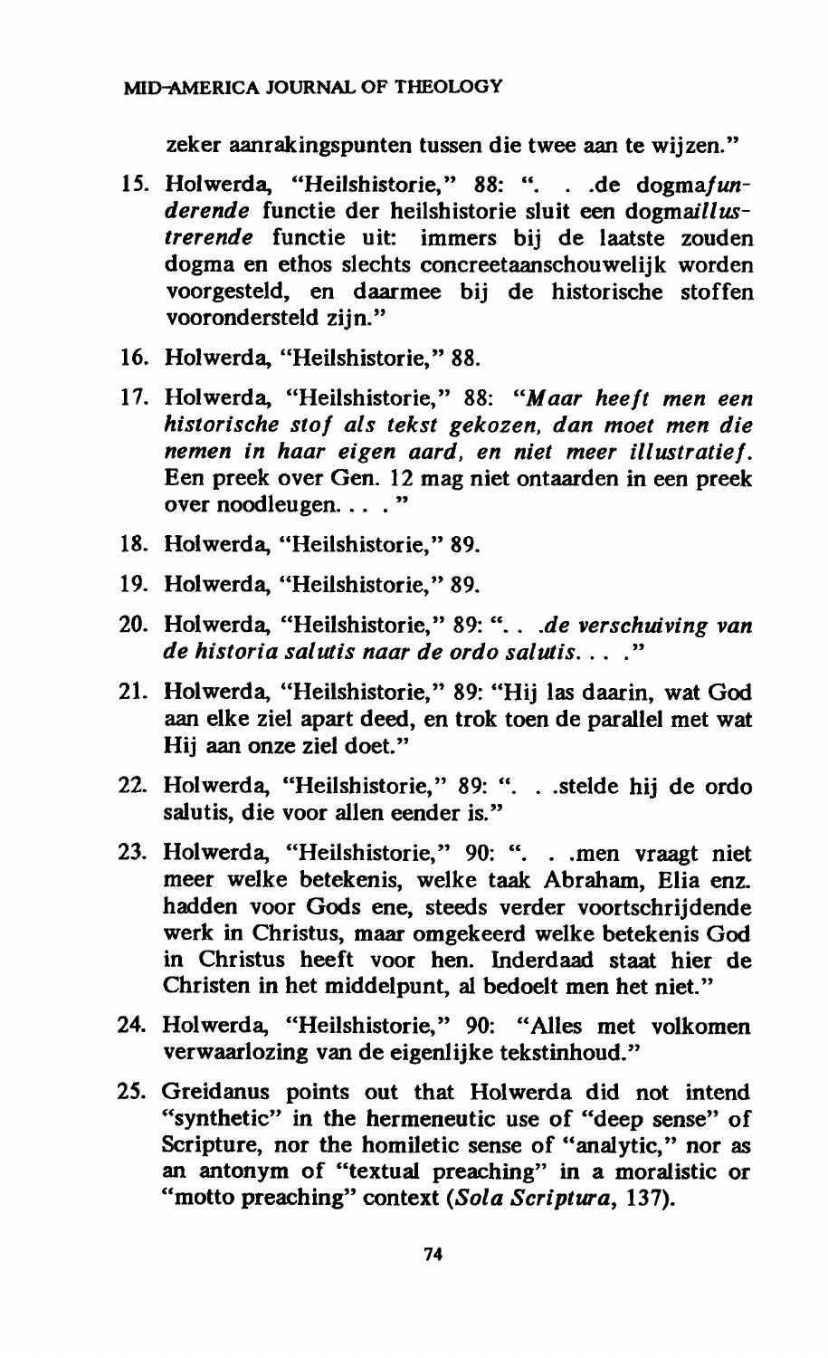zeker aanrakingspunten tussen die twee aan te wijzen."

15. Holwerda, "Heilshistorie," 88: ". . .de dogma*funderende* functie der heilshistorie sluit een dogma*illustrerende* functie uit: immers bij de laatste zouden dogma en ethos slechts concreetaanschouwelijk worden voorgesteld, en daarmee bij de historische stoffen voorondersteld zijn."
16. Holwerda, "Heilshistorie," 88.
17. Holwerda, "Heilshistorie," 88: "*Maar heeft men een historische stof als tekst gekozen, dan moet men die nemen in haar eigen aard, en niet meer illustratief.* Een preek over Gen. 12 mag niet ontaarden in een preek over noodleugen. . . . "
18. Holwerda, "Heilshistorie," 89.
19. Holwerda, "Heilshistorie," 89.
20. Holwerda, "Heilshistorie," 89: ". . .*de verschuiving van de historia salutis naar de ordo salutis*. . . ."
21. Holwerda, "Heilshistorie," 89: "Hij las daarin, wat God aan elke ziel apart deed, en trok toen de parallel met wat Hij aan onze ziel doet."
22. Holwerda, "Heilshistorie," 89: ". . .stelde hij de ordo salutis, die voor allen eender is."
23. Holwerda, "Heilshistorie," 90: ". . .men vraagt niet meer welke betekenis, welke taak Abraham, Elia enz. hadden voor Gods ene, steeds verder voortschrijdende werk in Christus, maar omgekeerd welke betekenis God in Christus heeft voor hen. Inderdaad staat hier de Christen in het middelpunt, al bedoelt men het niet."
24. Holwerda, "Heilshistorie," 90: "Alles met volkomen verwaarlozing van de eigenlijke tekstinhoud."
25. Greidanus points out that Holwerda did not intend "synthetic" in the hermeneutic use of "deep sense" of Scripture, nor the homiletic sense of "analytic," nor as an antonym of "textual preaching" in a moralistic or "motto preaching" context (*Sola Scriptura*, 137).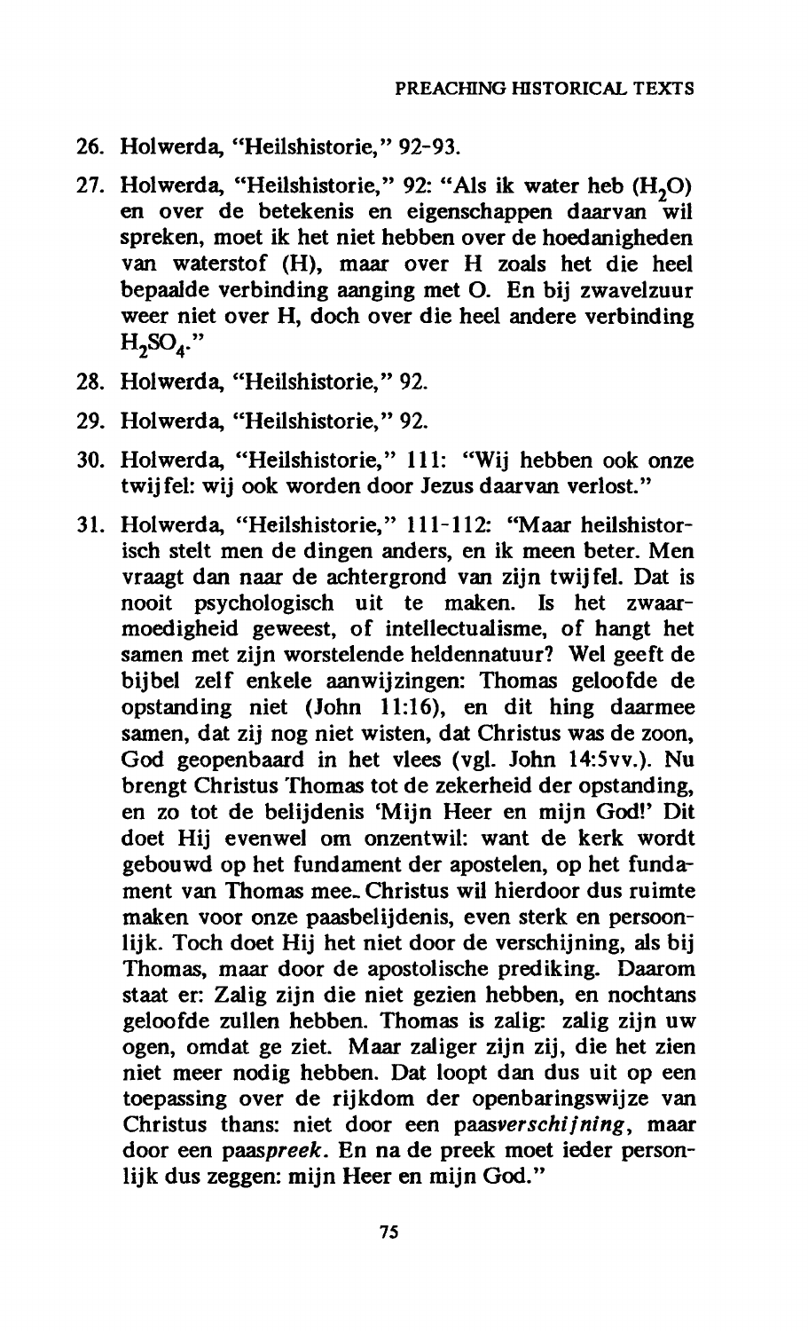26. Holwerda, "Heilshistorie," 92-93.

27. Holwerda, "Heilshistorie," 92: "Als ik water heb ($H_2O$) en over de betekenis en eigenschappen daarvan wil spreken, moet ik het niet hebben over de hoedanigheden van waterstof (H), maar over H zoals het die heel bepaalde verbinding aanging met O. En bij zwavelzuur weer niet over H, doch over die heel andere verbinding $H_2SO_4$."

28. Holwerda, "Heilshistorie," 92.

29. Holwerda, "Heilshistorie," 92.

30. Holwerda, "Heilshistorie," 111: "Wij hebben ook onze twijfel: wij ook worden door Jezus daarvan verlost."

31. Holwerda, "Heilshistorie," 111-112: "Maar heilshistorisch stelt men de dingen anders, en ik meen beter. Men vraagt dan naar de achtergrond van zijn twijfel. Dat is nooit psychologisch uit te maken. Is het zwaarmoedigheid geweest, of intellectualisme, of hangt het samen met zijn worstelende heldennatuur? Wel geeft de bijbel zelf enkele aanwijzingen: Thomas geloofde de opstanding niet (John 11:16), en dit hing daarmee samen, dat zij nog niet wisten, dat Christus was de zoon, God geopenbaard in het vlees (vgl. John 14:5vv.). Nu brengt Christus Thomas tot de zekerheid der opstanding, en zo tot de belijdenis 'Mijn Heer en mijn God!' Dit doet Hij evenwel om onzentwil: want de kerk wordt gebouwd op het fundament der apostelen, op het fundament van Thomas mee. Christus wil hierdoor dus ruimte maken voor onze paasbelijdenis, even sterk en persoonlijk. Toch doet Hij het niet door de verschijning, als bij Thomas, maar door de apostolische prediking. Daarom staat er: Zalig zijn die niet gezien hebben, en nochtans geloofde zullen hebben. Thomas is zalig: zalig zijn uw ogen, omdat ge ziet. Maar zaliger zijn zij, die het zien niet meer nodig hebben. Dat loopt dan dus uit op een toepassing over de rijkdom der openbaringswijze van Christus thans: niet door een paas*verschijning*, maar door een paas*preek*. En na de preek moet ieder personlijk dus zeggen: mijn Heer en mijn God."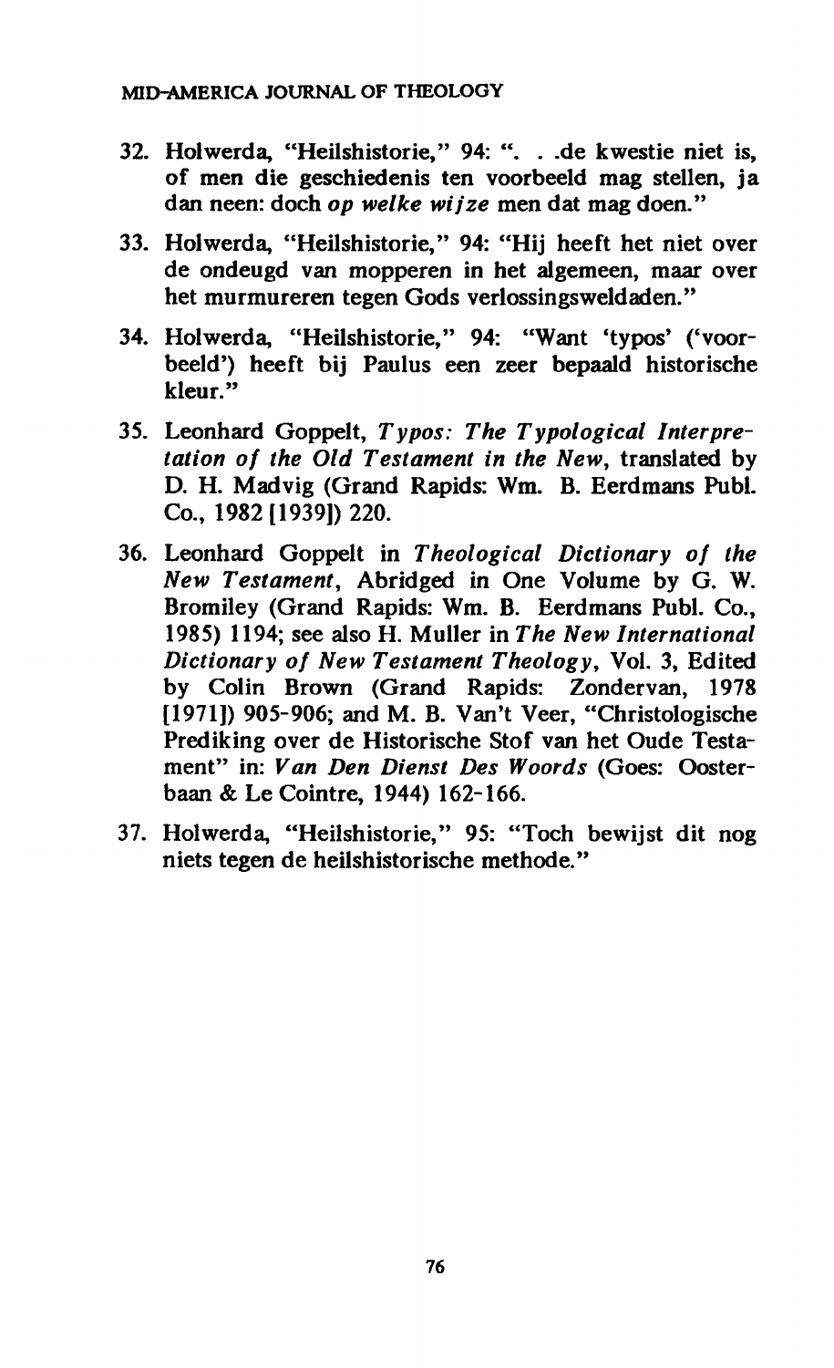32. Holwerda, "Heilshistorie," 94: ". . .de kwestie niet is, of men die geschiedenis ten voorbeeld mag stellen, ja dan neen: doch *op welke wijze* men dat mag doen."

33. Holwerda, "Heilshistorie," 94: "Hij heeft het niet over de ondeugd van mopperen in het algemeen, maar over het murmureren tegen Gods verlossingsweldaden."

34. Holwerda, "Heilshistorie," 94: "Want 'typos' ('voorbeeld') heeft bij Paulus een zeer bepaald historische kleur."

35. Leonhard Goppelt, *Typos: The Typological Interpretation of the Old Testament in the New*, translated by D. H. Madvig (Grand Rapids: Wm. B. Eerdmans Publ. Co., 1982 [1939]) 220.

36. Leonhard Goppelt in *Theological Dictionary of the New Testament*, Abridged in One Volume by G. W. Bromiley (Grand Rapids: Wm. B. Eerdmans Publ. Co., 1985) 1194; see also H. Muller in *The New International Dictionary of New Testament Theology*, Vol. 3, Edited by Colin Brown (Grand Rapids: Zondervan, 1978 [1971]) 905-906; and M. B. Van't Veer, "Christologische Prediking over de Historische Stof van het Oude Testament" in: *Van Den Dienst Des Woords* (Goes: Oosterbaan & Le Cointre, 1944) 162-166.

37. Holwerda, "Heilshistorie," 95: "Toch bewijst dit nog niets tegen de heilshistorische methode."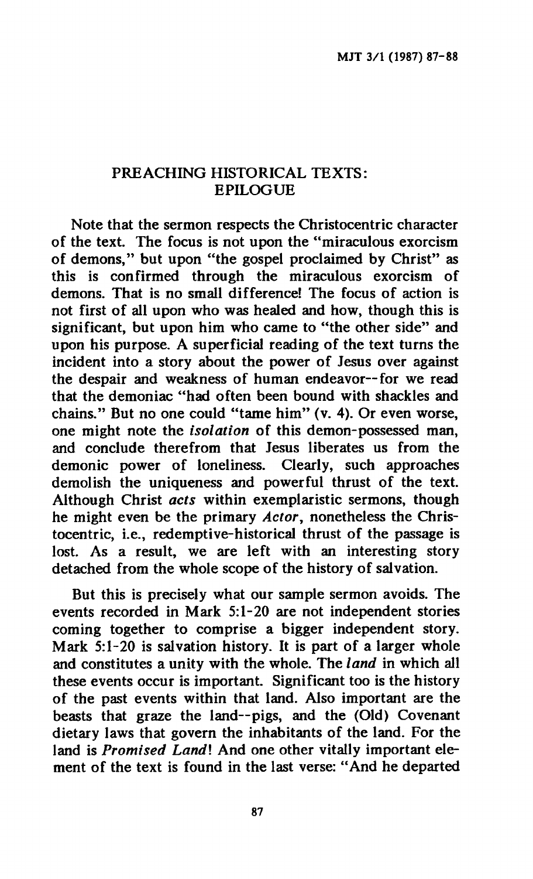## PREACHING HISTORICAL TEXTS: EPILOGUE

Note that the sermon respects the Christocentric character of the text. The focus is not upon the "miraculous exorcism of demons," but upon "the gospel proclaimed by Christ" as this is confirmed through the miraculous exorcism of demons. That is no small difference! The focus of action is not first of all upon who was healed and how, though this is significant, but upon him who came to "the other side" and upon his purpose. A superficial reading of the text turns the incident into a story about the power of Jesus over against the despair and weakness of human endeavor--for we read that the demoniac "had often been bound with shackles and chains." But no one could "tame him" (v. 4). Or even worse, one might note the *isolation* of this demon-possessed man, and conclude therefrom that Jesus liberates us from the demonic power of loneliness. Clearly, such approaches demolish the uniqueness and powerful thrust of the text. Although Christ *acts* within exemplaristic sermons, though he might even be the primary *Actor*, nonetheless the Christocentric, i.e., redemptive-historical thrust of the passage is lost. As a result, we are left with an interesting story detached from the whole scope of the history of salvation.

But this is precisely what our sample sermon avoids. The events recorded in Mark 5:1-20 are not independent stories coming together to comprise a bigger independent story. Mark 5:1-20 is salvation history. It is part of a larger whole and constitutes a unity with the whole. The *land* in which all these events occur is important. Significant too is the history of the past events within that land. Also important are the beasts that graze the land--pigs, and the (Old) Covenant dietary laws that govern the inhabitants of the land. For the land is *Promised Land*! And one other vitally important element of the text is found in the last verse: "And he departed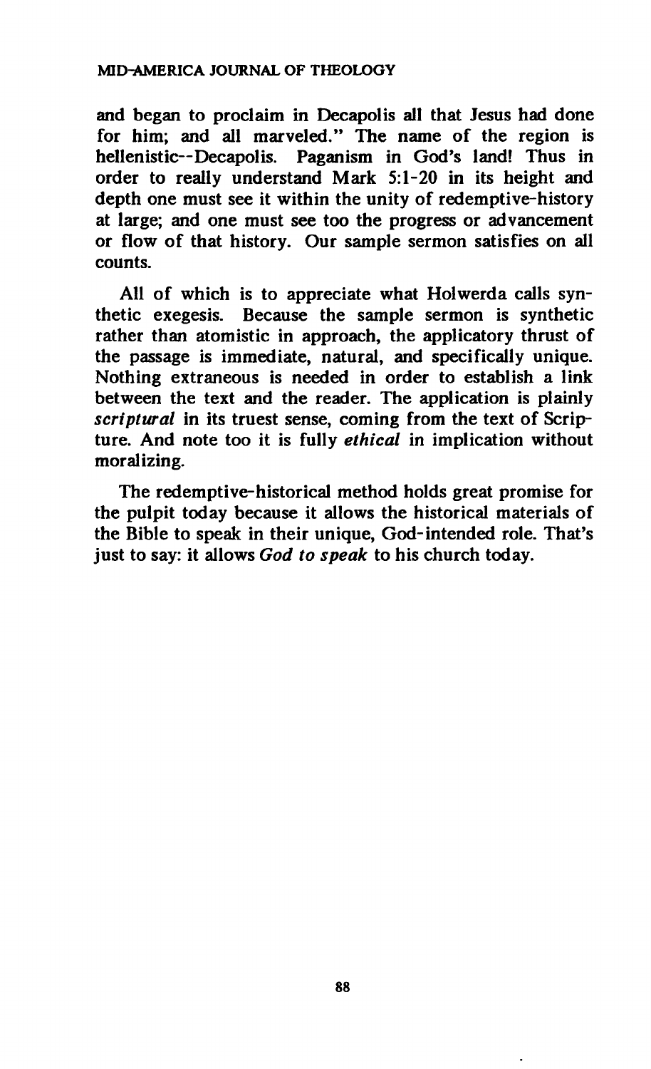and began to proclaim in Decapolis all that Jesus had done for him; and all marveled." The name of the region is hellenistic--Decapolis. Paganism in God's land! Thus in order to really understand Mark 5:1-20 in its height and depth one must see it within the unity of redemptive-history at large; and one must see too the progress or advancement or flow of that history. Our sample sermon satisfies on all counts.

All of which is to appreciate what Holwerda calls synthetic exegesis. Because the sample sermon is synthetic rather than atomistic in approach, the applicatory thrust of the passage is immediate, natural, and specifically unique. Nothing extraneous is needed in order to establish a link between the text and the reader. The application is plainly *scriptural* in its truest sense, coming from the text of Scripture. And note too it is fully *ethical* in implication without moralizing.

The redemptive-historical method holds great promise for the pulpit today because it allows the historical materials of the Bible to speak in their unique, God-intended role. That's just to say: it allows *God to speak* to his church today.